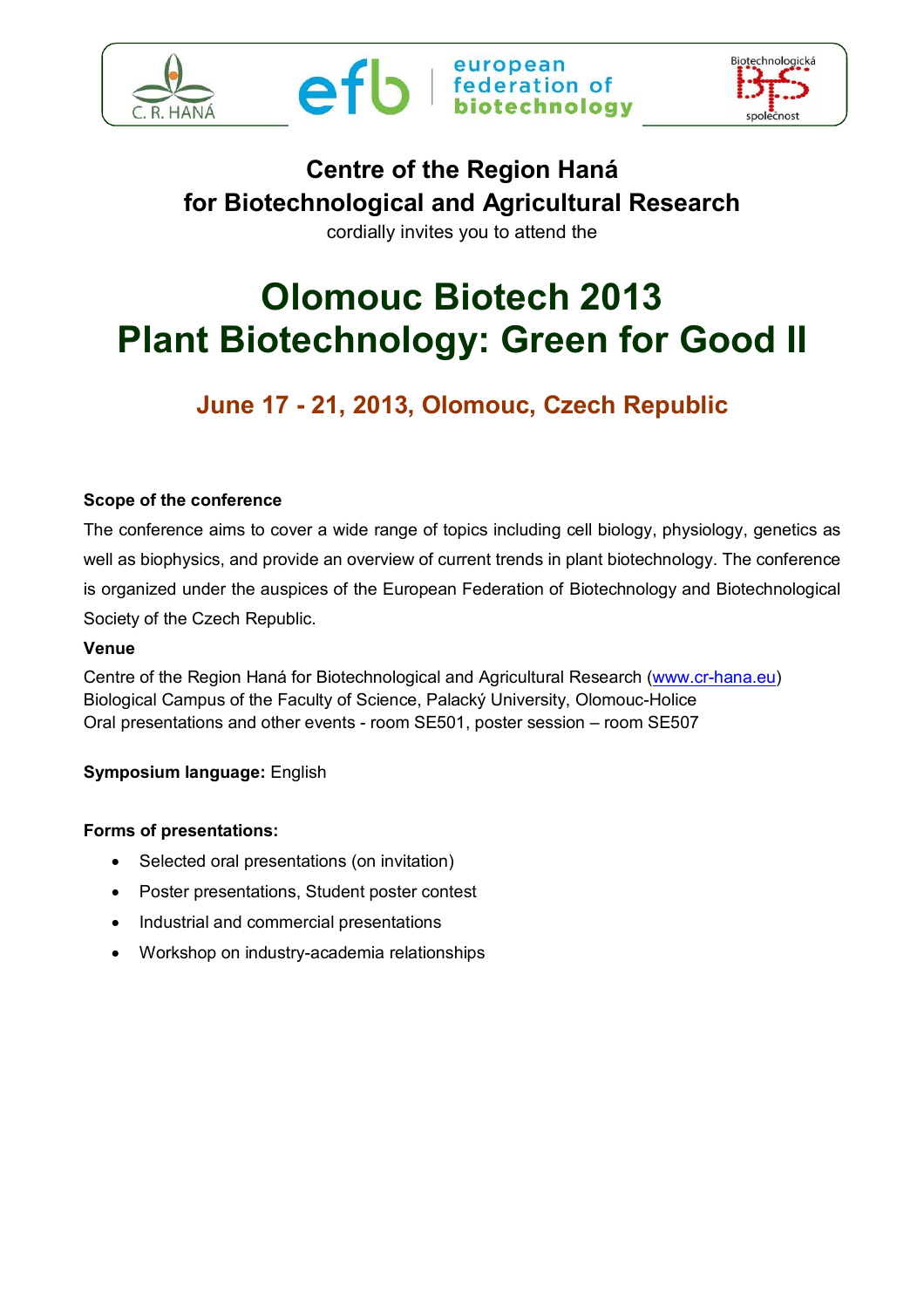Centre of the Region Haná
for Biotechnological and Agricultural Research

cordially invites you to attend the

# Olomouc Biotech 2013
# Plant Biotechnology: Green for Good II

## June 17 - 21, 2013, Olomouc, Czech Republic

**Scope of the conference**

The conference aims to cover a wide range of topics including cell biology, physiology, genetics as well as biophysics, and provide an overview of current trends in plant biotechnology. The conference is organized under the auspices of the European Federation of Biotechnology and Biotechnological Society of the Czech Republic.

**Venue**

Centre of the Region Haná for Biotechnological and Agricultural Research (www.cr-hana.eu)
Biological Campus of the Faculty of Science, Palacký University, Olomouc-Holice
Oral presentations and other events - room SE501, poster session – room SE507

**Symposium language:** English

**Forms of presentations:**

- Selected oral presentations (on invitation)
- Poster presentations, Student poster contest
- Industrial and commercial presentations
- Workshop on industry-academia relationships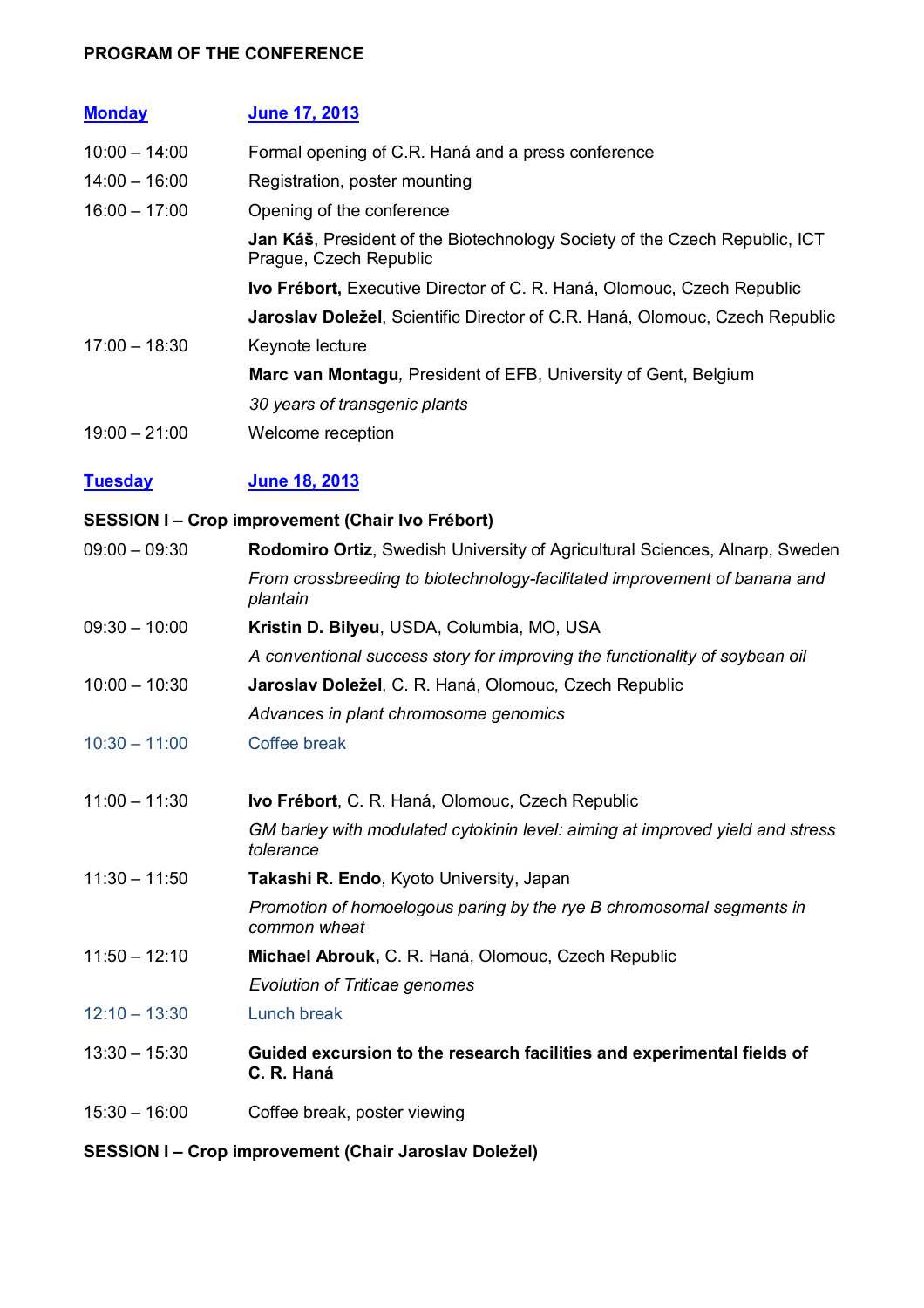**PROGRAM OF THE CONFERENCE**

| | |
|---|---|
| **Monday** | **June 17, 2013** |
| 10:00 – 14:00 | Formal opening of C.R. Haná and a press conference |
| 14:00 – 16:00 | Registration, poster mounting |
| 16:00 – 17:00 | Opening of the conference |
| | **Jan Káš**, President of the Biotechnology Society of the Czech Republic, ICT Prague, Czech Republic |
| | **Ivo Frébort,** Executive Director of C. R. Haná, Olomouc, Czech Republic |
| | **Jaroslav Doležel**, Scientific Director of C.R. Haná, Olomouc, Czech Republic |
| 17:00 – 18:30 | Keynote lecture |
| | **Marc van Montagu**, President of EFB, University of Gent, Belgium |
| | *30 years of transgenic plants* |
| 19:00 – 21:00 | Welcome reception |

| | |
|---|---|
| **Tuesday** | **June 18, 2013** |

**SESSION I – Crop improvement (Chair Ivo Frébort)**

| | |
|---|---|
| 09:00 – 09:30 | **Rodomiro Ortiz**, Swedish University of Agricultural Sciences, Alnarp, Sweden |
| | *From crossbreeding to biotechnology-facilitated improvement of banana and plantain* |
| 09:30 – 10:00 | **Kristin D. Bilyeu**, USDA, Columbia, MO, USA |
| | *A conventional success story for improving the functionality of soybean oil* |
| 10:00 – 10:30 | **Jaroslav Doležel**, C. R. Haná, Olomouc, Czech Republic |
| | *Advances in plant chromosome genomics* |
| 10:30 – 11:00 | Coffee break |
| 11:00 – 11:30 | **Ivo Frébort**, C. R. Haná, Olomouc, Czech Republic |
| | *GM barley with modulated cytokinin level: aiming at improved yield and stress tolerance* |
| 11:30 – 11:50 | **Takashi R. Endo**, Kyoto University, Japan |
| | *Promotion of homoelogous paring by the rye B chromosomal segments in common wheat* |
| 11:50 – 12:10 | **Michael Abrouk,** C. R. Haná, Olomouc, Czech Republic |
| | *Evolution of Triticae genomes* |
| 12:10 – 13:30 | Lunch break |
| 13:30 – 15:30 | **Guided excursion to the research facilities and experimental fields of C. R. Haná** |
| 15:30 – 16:00 | Coffee break, poster viewing |

**SESSION I – Crop improvement (Chair Jaroslav Doležel)**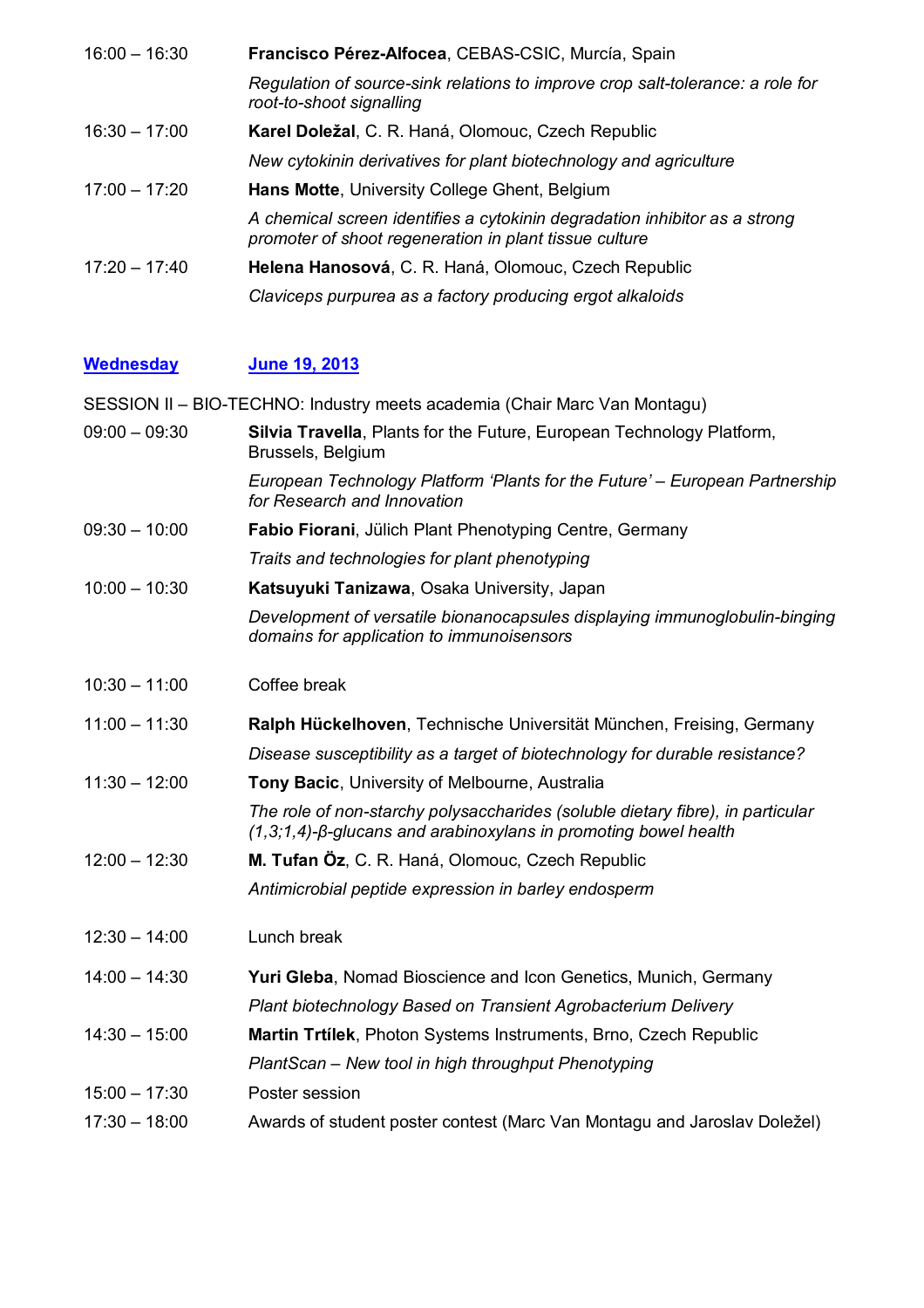16:00 – 16:30 **Francisco Pérez-Alfocea**, CEBAS-CSIC, Murcía, Spain

*Regulation of source-sink relations to improve crop salt-tolerance: a role for root-to-shoot signalling*

16:30 – 17:00 **Karel Doležal**, C. R. Haná, Olomouc, Czech Republic

*New cytokinin derivatives for plant biotechnology and agriculture*

17:00 – 17:20 **Hans Motte**, University College Ghent, Belgium

*A chemical screen identifies a cytokinin degradation inhibitor as a strong promoter of shoot regeneration in plant tissue culture*

17:20 – 17:40 **Helena Hanosová**, C. R. Haná, Olomouc, Czech Republic

*Claviceps purpurea as a factory producing ergot alkaloids*

## Wednesday June 19, 2013

SESSION II – BIO-TECHNO: Industry meets academia (Chair Marc Van Montagu)

09:00 – 09:30 **Silvia Travella**, Plants for the Future, European Technology Platform, Brussels, Belgium

*European Technology Platform 'Plants for the Future' – European Partnership for Research and Innovation*

09:30 – 10:00 **Fabio Fiorani**, Jülich Plant Phenotyping Centre, Germany

*Traits and technologies for plant phenotyping*

10:00 – 10:30 **Katsuyuki Tanizawa**, Osaka University, Japan

*Development of versatile bionanocapsules displaying immunoglobulin-binging domains for application to immunoisensors*

10:30 – 11:00 Coffee break

11:00 – 11:30 **Ralph Hückelhoven**, Technische Universität München, Freising, Germany

*Disease susceptibility as a target of biotechnology for durable resistance?*

11:30 – 12:00 **Tony Bacic**, University of Melbourne, Australia

*The role of non-starchy polysaccharides (soluble dietary fibre), in particular (1,3;1,4)-β-glucans and arabinoxylans in promoting bowel health*

12:00 – 12:30 **M. Tufan Öz**, C. R. Haná, Olomouc, Czech Republic

*Antimicrobial peptide expression in barley endosperm*

12:30 – 14:00 Lunch break

14:00 – 14:30 **Yuri Gleba**, Nomad Bioscience and Icon Genetics, Munich, Germany

*Plant biotechnology Based on Transient Agrobacterium Delivery*

14:30 – 15:00 **Martin Trtílek**, Photon Systems Instruments, Brno, Czech Republic

*PlantScan – New tool in high throughput Phenotyping*

15:00 – 17:30 Poster session

17:30 – 18:00 Awards of student poster contest (Marc Van Montagu and Jaroslav Doležel)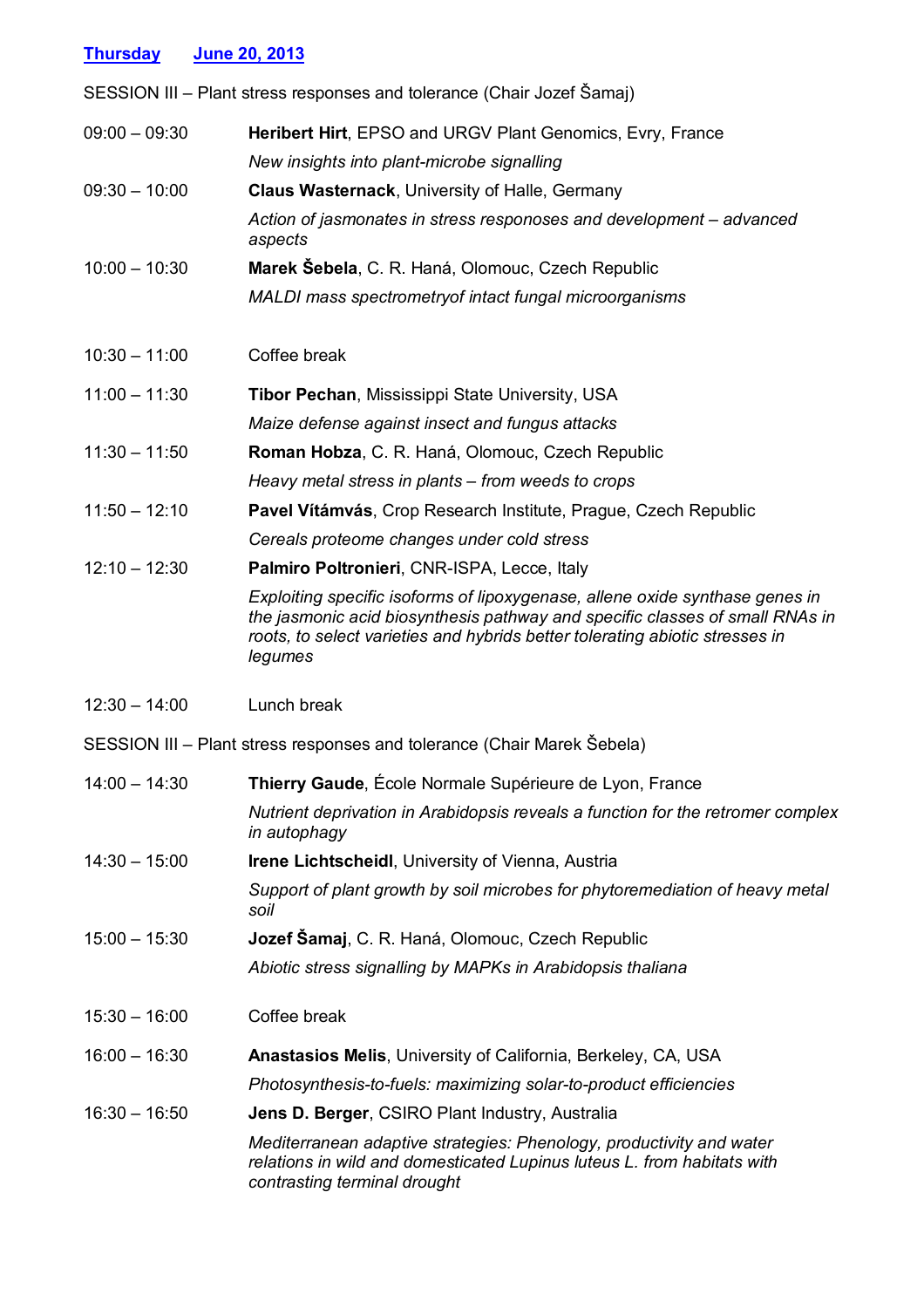**Thursday June 20, 2013**

SESSION III – Plant stress responses and tolerance (Chair Jozef Šamaj)

09:00 – 09:30 **Heribert Hirt**, EPSO and URGV Plant Genomics, Evry, France
*New insights into plant-microbe signalling*

09:30 – 10:00 **Claus Wasternack**, University of Halle, Germany
*Action of jasmonates in stress responoses and development – advanced aspects*

10:00 – 10:30 **Marek Šebela**, C. R. Haná, Olomouc, Czech Republic
*MALDI mass spectrometryof intact fungal microorganisms*

10:30 – 11:00 Coffee break

11:00 – 11:30 **Tibor Pechan**, Mississippi State University, USA
*Maize defense against insect and fungus attacks*

11:30 – 11:50 **Roman Hobza**, C. R. Haná, Olomouc, Czech Republic
*Heavy metal stress in plants – from weeds to crops*

11:50 – 12:10 **Pavel Vítámvás**, Crop Research Institute, Prague, Czech Republic
*Cereals proteome changes under cold stress*

12:10 – 12:30 **Palmiro Poltronieri**, CNR-ISPA, Lecce, Italy
*Exploiting specific isoforms of lipoxygenase, allene oxide synthase genes in the jasmonic acid biosynthesis pathway and specific classes of small RNAs in roots, to select varieties and hybrids better tolerating abiotic stresses in legumes*

12:30 – 14:00 Lunch break

SESSION III – Plant stress responses and tolerance (Chair Marek Šebela)

14:00 – 14:30 **Thierry Gaude**, École Normale Supérieure de Lyon, France
*Nutrient deprivation in Arabidopsis reveals a function for the retromer complex in autophagy*

14:30 – 15:00 **Irene Lichtscheidl**, University of Vienna, Austria
*Support of plant growth by soil microbes for phytoremediation of heavy metal soil*

15:00 – 15:30 **Jozef Šamaj**, C. R. Haná, Olomouc, Czech Republic
*Abiotic stress signalling by MAPKs in Arabidopsis thaliana*

15:30 – 16:00 Coffee break

16:00 – 16:30 **Anastasios Melis**, University of California, Berkeley, CA, USA
*Photosynthesis-to-fuels: maximizing solar-to-product efficiencies*

16:30 – 16:50 **Jens D. Berger**, CSIRO Plant Industry, Australia
*Mediterranean adaptive strategies: Phenology, productivity and water relations in wild and domesticated Lupinus luteus L. from habitats with contrasting terminal drought*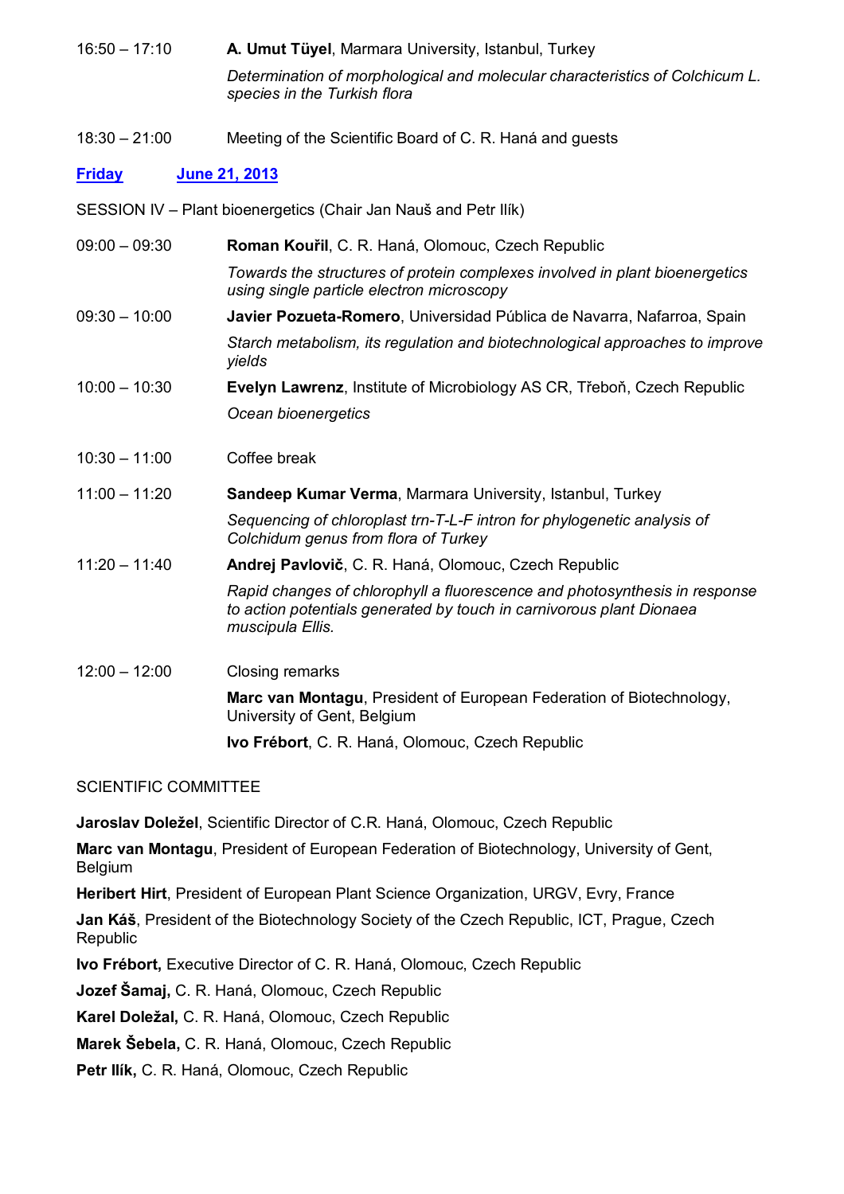16:50 – 17:10 **A. Umut Tüyel**, Marmara University, Istanbul, Turkey

*Determination of morphological and molecular characteristics of Colchicum L. species in the Turkish flora*

18:30 – 21:00 Meeting of the Scientific Board of C. R. Haná and guests

**Friday June 21, 2013**

SESSION IV – Plant bioenergetics (Chair Jan Nauš and Petr Ilík)

09:00 – 09:30 **Roman Kouřil**, C. R. Haná, Olomouc, Czech Republic

*Towards the structures of protein complexes involved in plant bioenergetics using single particle electron microscopy*

09:30 – 10:00 **Javier Pozueta-Romero**, Universidad Pública de Navarra, Nafarroa, Spain

*Starch metabolism, its regulation and biotechnological approaches to improve yields*

10:00 – 10:30 **Evelyn Lawrenz**, Institute of Microbiology AS CR, Třeboň, Czech Republic

*Ocean bioenergetics*

10:30 – 11:00 Coffee break

11:00 – 11:20 **Sandeep Kumar Verma**, Marmara University, Istanbul, Turkey

*Sequencing of chloroplast trn-T-L-F intron for phylogenetic analysis of Colchidum genus from flora of Turkey*

11:20 – 11:40 **Andrej Pavlovič**, C. R. Haná, Olomouc, Czech Republic

*Rapid changes of chlorophyll a fluorescence and photosynthesis in response to action potentials generated by touch in carnivorous plant Dionaea muscipula Ellis.*

12:00 – 12:00 Closing remarks

**Marc van Montagu**, President of European Federation of Biotechnology, University of Gent, Belgium

**Ivo Frébort**, C. R. Haná, Olomouc, Czech Republic

SCIENTIFIC COMMITTEE

**Jaroslav Doležel**, Scientific Director of C.R. Haná, Olomouc, Czech Republic

**Marc van Montagu**, President of European Federation of Biotechnology, University of Gent, Belgium

**Heribert Hirt**, President of European Plant Science Organization, URGV, Evry, France

**Jan Káš**, President of the Biotechnology Society of the Czech Republic, ICT, Prague, Czech Republic

**Ivo Frébort,** Executive Director of C. R. Haná, Olomouc, Czech Republic

**Jozef Šamaj,** C. R. Haná, Olomouc, Czech Republic

**Karel Doležal,** C. R. Haná, Olomouc, Czech Republic

**Marek Šebela,** C. R. Haná, Olomouc, Czech Republic

**Petr Ilík,** C. R. Haná, Olomouc, Czech Republic